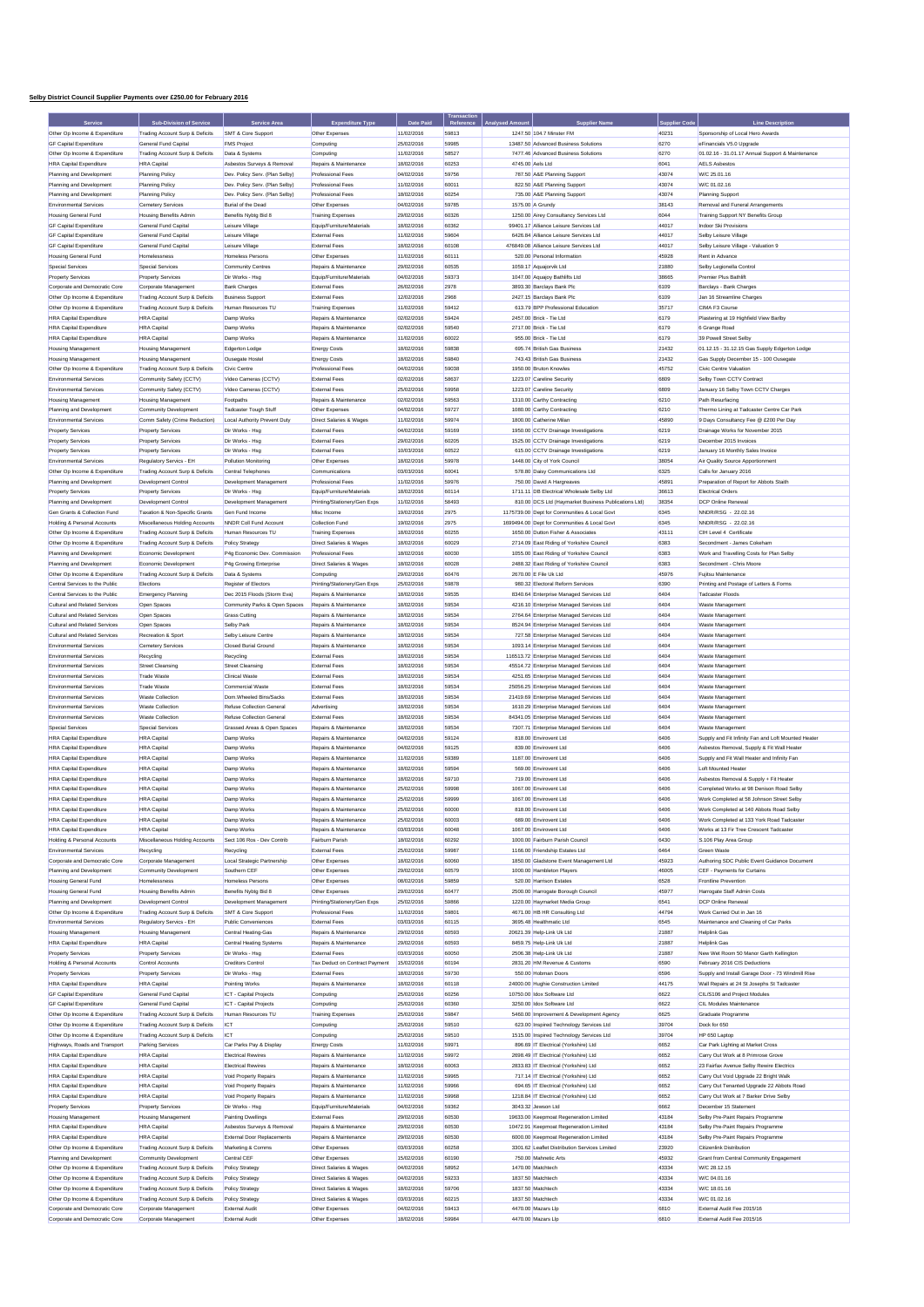# Selby District Council Supplier Payments over £250.00 for February 2016

| Service | Sub-Division of Service | Service Area | Expenditure Type | Date Paid | Transaction Reference | Analysed Amount | Supplier Name | Supplier Code | Line Description |
|---|---|---|---|---|---|---|---|---|---|
| Other Op Income & Expenditure | Trading Account Surp & Deficits | SMT & Core Support | Other Expenses | 11/02/2016 | 59813 | 1247.50 | 104.7 Minster FM | 40231 | Sponsorship of Local Hero Awards |
| GF Capital Expenditure | General Fund Capital | FMS Project | Computing | 25/02/2016 | 59985 | 13487.50 | Advanced Business Solutions | 6270 | eFinancials V5.0 Upgrade |
| Other Op Income & Expenditure | Trading Account Surp & Deficits | Data & Systems | Computing | 11/02/2016 | 58527 | 7477.46 | Advanced Business Solutions | 6270 | 01.02.16 - 31.01.17 Annual Support & Maintenance |
| HRA Capital Expenditure | HRA Capital | Asbestos Surveys & Removal | Repairs & Maintenance | 18/02/2016 | 60253 | 4745.00 | Aels Ltd | 6041 | AELS Asbestos |
| Planning and Development | Planning Policy | Dev. Policy Serv. (Plan Selby) | Professional Fees | 04/02/2016 | 59756 | 787.50 | A&E Planning Support | 43074 | W/C 25.01.16 |
| Planning and Development | Planning Policy | Dev. Policy Serv. (Plan Selby) | Professional Fees | 11/02/2016 | 60011 | 822.50 | A&E Planning Support | 43074 | W/C 01.02.16 |
| Planning and Development | Planning Policy | Dev. Policy Serv. (Plan Selby) | Professional Fees | 18/02/2016 | 60254 | 735.00 | A&E Planning Support | 43074 | Planning Support |
| Environmental Services | Cemetery Services | Burial of the Dead | Other Expenses | 04/02/2016 | 59785 | 1575.00 | A Grundy | 38143 | Removal and Funeral Arrangements |
| Housing General Fund | Housing Benefits Admin | Benefits Nybtg Bid 8 | Training Expenses | 29/02/2016 | 60326 | 1250.00 | Airey Consultancy Services Ltd | 6044 | Training Support NY Benefits Group |
| GF Capital Expenditure | General Fund Capital | Leisure Village | Equip/Furniture/Materials | 18/02/2016 | 60362 | 99401.17 | Alliance Leisure Services Ltd | 44017 | Indoor Ski Provisions |
| GF Capital Expenditure | General Fund Capital | Leisure Village | External Fees | 11/02/2016 | 59604 | 6426.84 | Alliance Leisure Services Ltd | 44017 | Selby Leisure Village |
| GF Capital Expenditure | General Fund Capital | Leisure Village | External Fees | 18/02/2016 | 60108 | 476849.08 | Alliance Leisure Services Ltd | 44017 | Selby Leisure Village - Valuation 9 |
| Housing General Fund | Homelessness | Homeless Persons | Other Expenses | 11/02/2016 | 60111 | 520.00 | Personal Information | 45928 | Rent in Advance |
| Special Services | Special Services | Community Centres | Repairs & Maintenance | 29/02/2016 | 60535 | 1059.17 | Aquajorvik Ltd | 21880 | Selby Legionella Control |
| Property Services | Property Services | Dir Works - Hsg | Equip/Furniture/Materials | 04/02/2016 | 59373 | 1047.00 | Aquajoy Bathlifts Ltd | 38665 | Premier Plus Bathlift |
| Corporate and Democratic Core | Corporate Management | Bank Charges | External Fees | 26/02/2016 | 2978 | 3803.30 | Barclays Bank Plc | 6109 | Barclays - Bank Charges |
| Other Op Income & Expenditure | Trading Account Surp & Deficits | Business Support | External Fees | 12/02/2016 | 2968 | 2427.15 | Barclays Bank Plc | 6109 | Jan 16 Streamline Charges |
| Other Op Income & Expenditure | Trading Account Surp & Deficits | Human Resources TU | Training Expenses | 11/02/2016 | 59412 | 613.79 | BPP Professional Education | 35717 | CIMA F3 Course |
| HRA Capital Expenditure | HRA Capital | Damp Works | Repairs & Maintenance | 02/02/2016 | 59424 | 2457.00 | Brick - Tie Ltd | 6179 | Plastering at 19 Highfield View Barlby |
| HRA Capital Expenditure | HRA Capital | Damp Works | Repairs & Maintenance | 02/02/2016 | 59540 | 2717.00 | Brick - Tie Ltd | 6179 | 6 Grange Road |
| HRA Capital Expenditure | HRA Capital | Damp Works | Repairs & Maintenance | 11/02/2016 | 60022 | 955.00 | Brick - Tie Ltd | 6179 | 39 Powell Street Selby |
| Housing Management | Housing Management | Edgerton Lodge | Energy Costs | 18/02/2016 | 59838 | 695.74 | British Gas Business | 21432 | 01.12.15 - 31.12.15 Gas Supply Edgerton Lodge |
| Housing Management | Housing Management | Ousegate Hostel | Energy Costs | 18/02/2016 | 59840 | 743.43 | British Gas Business | 21432 | Gas Supply December 15 - 100 Ousegate |
| Other Op Income & Expenditure | Trading Account Surp & Deficits | Civic Centre | Professional Fees | 04/02/2016 | 59038 | 1950.00 | Bruton Knowles | 45752 | Civic Centre Valuation |
| Environmental Services | Community Safety (CCTV) | Video Cameras (CCTV) | External Fees | 02/02/2016 | 58637 | 1223.07 | Careline Security | 6809 | Selby Town CCTV Contract |
| Environmental Services | Community Safety (CCTV) | Video Cameras (CCTV) | External Fees | 25/02/2016 | 59958 | 1223.07 | Careline Security | 6809 | January 16 Selby Town CCTV Charges |
| Housing Management | Housing Management | Footpaths | Repairs & Maintenance | 02/02/2016 | 59563 | 1310.00 | Carthy Contracting | 6210 | Path Resurfacing |
| Planning and Development | Community Development | Tadcaster Tough Stuff | Other Expenses | 04/02/2016 | 59727 | 1080.00 | Carthy Contracting | 6210 | Thermo Lining at Tadcaster Centre Car Park |
| Environmental Services | Comm Safety (Crime Reduction) | Local Authority Prevent Duty | Direct Salaries & Wages | 11/02/2016 | 59974 | 1800.00 | Catherine Milan | 45890 | 9 Days Consultancy Fee @ £200 Per Day |
| Property Services | Property Services | Dir Works - Hsg | External Fees | 04/02/2016 | 59169 | 1950.00 | CCTV Drainage Investigations | 6219 | Drainage Works for November 2015 |
| Property Services | Property Services | Dir Works - Hsg | External Fees | 29/02/2016 | 60205 | 1525.00 | CCTV Drainage Investigations | 6219 | December 2015 Invoices |
| Property Services | Property Services | Dir Works - Hsg | External Fees | 10/03/2016 | 60522 | 615.00 | CCTV Drainage Investigations | 6219 | January 16 Monthly Sales Invoice |
| Environmental Services | Regulatory Services - EH | Pollution Monitoring | Other Expenses | 18/02/2016 | 59978 | 1448.00 | City of York Council | 38054 | Air Quality Source Apportionment |
| Other Op Income & Expenditure | Trading Account Surp & Deficits | Central Telephones | Communications | 03/03/2016 | 60041 | 578.80 | Daisy Communications Ltd | 6325 | Calls for January 2016 |
| Planning and Development | Development Control | Development Management | Professional Fees | 11/02/2016 | 59976 | 750.00 | David A Hargreaves | 45891 | Preparation of Report for Abbots Staith |
| Property Services | Property Services | Dir Works - Hsg | Equip/Furniture/Materials | 18/02/2016 | 60114 | 1711.11 | DB Electrical Wholesale Selby Ltd | 36613 | Electrical Orders |
| Planning and Development | Development Control | Development Management | Printing/Stationery/Gen Exps | 11/02/2016 | 58493 | 810.00 | DCS Ltd (Haymarket Business Publications Ltd) | 38354 | DCP Online Renewal |
| Gen Grants & Collection Fund | Taxation & Non-Specific Grants | Gen Fund Income | Misc Income | 19/02/2016 | 2975 | 1175739.00 | Dept for Communities & Local Govt | 6345 | NNDR/RSG - 22.02.16 |
| Holding & Personal Accounts | Miscellaneous Holding Accounts | NNDR Coll Fund Account | Collection Fund | 19/02/2016 | 2975 | 1699494.00 | Dept for Communities & Local Govt | 6345 | NNDR/RSG - 22.02.16 |
| Other Op Income & Expenditure | Trading Account Surp & Deficits | Human Resources TU | Training Expenses | 18/02/2016 | 60255 | 1650.00 | Dutton Fisher & Associates | 43111 | CIH Level 4 Certificate |
| Other Op Income & Expenditure | Trading Account Surp & Deficits | Policy Strategy | Direct Salaries & Wages | 18/02/2016 | 60029 | 2714.09 | East Riding of Yorkshire Council | 6383 | Secondment - James Cokeham |
| Planning and Development | Economic Development | P4g Economic Dev. Commission | Professional Fees | 18/02/2016 | 60030 | 1055.00 | East Riding of Yorkshire Council | 6383 | Work and Travelling Costs for Plan Selby |
| Planning and Development | Economic Development | P4g Growing Enterprise | Direct Salaries & Wages | 18/02/2016 | 60028 | 2488.32 | East Riding of Yorkshire Council | 6383 | Secondment - Chris Moore |
| Other Op Income & Expenditure | Trading Account Surp & Deficits | Data & Systems | Computing | 29/02/2016 | 60476 | 2670.00 | E File Uk Ltd | 45976 | Fujitsu Maintenance |
| Central Services to the Public | Elections | Register of Electors | Printing/Stationery/Gen Exps | 25/02/2016 | 59878 | 980.32 | Electoral Reform Services | 6390 | Printing and Postage of Letters & Forms |
| Central Services to the Public | Emergency Planning | Dec 2015 Floods (Storm Eva) | Repairs & Maintenance | 18/02/2016 | 59535 | 8340.64 | Enterprise Managed Services Ltd | 6404 | Tadcaster Floods |
| Cultural and Related Services | Open Spaces | Community Parks & Open Spaces | Repairs & Maintenance | 18/02/2016 | 59534 | 4216.10 | Enterprise Managed Services Ltd | 6404 | Waste Management |
| Cultural and Related Services | Open Spaces | Grass Cutting | Repairs & Maintenance | 18/02/2016 | 59534 | 2764.64 | Enterprise Managed Services Ltd | 6404 | Waste Management |
| Cultural and Related Services | Open Spaces | Selby Park | Repairs & Maintenance | 18/02/2016 | 59534 | 8524.94 | Enterprise Managed Services Ltd | 6404 | Waste Management |
| Cultural and Related Services | Recreation & Sport | Selby Leisure Centre | Repairs & Maintenance | 18/02/2016 | 59534 | 727.58 | Enterprise Managed Services Ltd | 6404 | Waste Management |
| Environmental Services | Cemetery Services | Closed Burial Ground | Repairs & Maintenance | 18/02/2016 | 59534 | 1093.14 | Enterprise Managed Services Ltd | 6404 | Waste Management |
| Environmental Services | Recycling | Recycling | External Fees | 18/02/2016 | 59534 | 116513.72 | Enterprise Managed Services Ltd | 6404 | Waste Management |
| Environmental Services | Street Cleansing | Street Cleansing | External Fees | 18/02/2016 | 59534 | 45514.72 | Enterprise Managed Services Ltd | 6404 | Waste Management |
| Environmental Services | Trade Waste | Clinical Waste | External Fees | 18/02/2016 | 59534 | 4251.65 | Enterprise Managed Services Ltd | 6404 | Waste Management |
| Environmental Services | Trade Waste | Commercial Waste | External Fees | 18/02/2016 | 59534 | 25056.25 | Enterprise Managed Services Ltd | 6404 | Waste Management |
| Environmental Services | Waste Collection | Dom.Wheeled Bins/Sacks | External Fees | 18/02/2016 | 59534 | 21419.69 | Enterprise Managed Services Ltd | 6404 | Waste Management |
| Environmental Services | Waste Collection | Refuse Collection General | Advertising | 18/02/2016 | 59534 | 1610.29 | Enterprise Managed Services Ltd | 6404 | Waste Management |
| Environmental Services | Waste Collection | Refuse Collection General | External Fees | 18/02/2016 | 59534 | 84341.05 | Enterprise Managed Services Ltd | 6404 | Waste Management |
| Special Services | Special Services | Grassed Areas & Open Spaces | Repairs & Maintenance | 18/02/2016 | 59534 | 7307.71 | Enterprise Managed Services Ltd | 6404 | Waste Management |
| HRA Capital Expenditure | HRA Capital | Damp Works | Repairs & Maintenance | 04/02/2016 | 59124 | 818.00 | Envirovent Ltd | 6406 | Supply and Fit Infinity Fan and Loft Mounted Heater |
| HRA Capital Expenditure | HRA Capital | Damp Works | Repairs & Maintenance | 04/02/2016 | 59125 | 839.00 | Envirovent Ltd | 6406 | Asbestos Removal, Supply & Fit Wall Heater |
| HRA Capital Expenditure | HRA Capital | Damp Works | Repairs & Maintenance | 11/02/2016 | 59389 | 1187.00 | Envirovent Ltd | 6406 | Supply and Fit Wall Heater and Infinity Fan |
| HRA Capital Expenditure | HRA Capital | Damp Works | Repairs & Maintenance | 18/02/2016 | 59594 | 569.00 | Envirovent Ltd | 6406 | Loft Mounted Heater |
| HRA Capital Expenditure | HRA Capital | Damp Works | Repairs & Maintenance | 18/02/2016 | 59710 | 719.00 | Envirovent Ltd | 6406 | Asbestos Removal & Supply + Fit Heater |
| HRA Capital Expenditure | HRA Capital | Damp Works | Repairs & Maintenance | 25/02/2016 | 59998 | 1067.00 | Envirovent Ltd | 6406 | Completed Works at 98 Denison Road Selby |
| HRA Capital Expenditure | HRA Capital | Damp Works | Repairs & Maintenance | 25/02/2016 | 59999 | 1067.00 | Envirovent Ltd | 6406 | Work Completed at 58 Johnson Street Selby |
| HRA Capital Expenditure | HRA Capital | Damp Works | Repairs & Maintenance | 25/02/2016 | 60000 | 818.00 | Envirovent Ltd | 6406 | Work Completed at 140 Abbots Road Selby |
| HRA Capital Expenditure | HRA Capital | Damp Works | Repairs & Maintenance | 25/02/2016 | 60003 | 689.00 | Envirovent Ltd | 6406 | Work Completed at 133 York Road Tadcaster |
| HRA Capital Expenditure | HRA Capital | Damp Works | Repairs & Maintenance | 03/03/2016 | 60048 | 1067.00 | Envirovent Ltd | 6406 | Works at 13 Fir Tree Crescent Tadcaster |
| Holding & Personal Accounts | Miscellaneous Holding Accounts | Sect 106 Ros - Dev Contrib | Fairburn Parish | 18/02/2016 | 60292 | 1000.00 | Fairburn Parish Council | 6430 | S.106 Play Area Group |
| Environmental Services | Recycling | Recycling | External Fees | 25/02/2016 | 59987 | 1166.00 | Friendship Estates Ltd | 6464 | Green Waste |
| Corporate and Democratic Core | Corporate Management | Local Strategic Partnership | Other Expenses | 18/02/2016 | 60060 | 1850.00 | Gladstone Event Management Ltd | 45923 | Authoring SDC Public Event Guidance Document |
| Planning and Development | Community Development | Southern CEF | Other Expenses | 29/02/2016 | 60579 | 1000.00 | Hambleton Players | 46005 | CEF - Payments for Curtains |
| Housing General Fund | Homelessness | Homeless Persons | Other Expenses | 08/02/2016 | 59859 | 520.00 | Harrison Estates | 6528 | Frontline Prevention |
| Housing General Fund | Housing Benefits Admin | Benefits Nybtg Bid 8 | Other Expenses | 29/02/2016 | 60477 | 2500.00 | Harrogate Borough Council | 45977 | Harrogate Staff Admin Costs |
| Planning and Development | Development Control | Development Management | Printing/Stationery/Gen Exps | 25/02/2016 | 59866 | 1220.00 | Haymarket Media Group | 6541 | DCP Online Renewal |
| Other Op Income & Expenditure | Trading Account Surp & Deficits | SMT & Core Support | Professional Fees | 11/02/2016 | 59801 | 4671.00 | HB HR Consulting Ltd | 44794 | Work Carried Out in Jan 16 |
| Environmental Services | Regulatory Services - EH | Public Conveniences | External Fees | 03/03/2016 | 60115 | 3695.48 | Healthmatic Ltd | 6545 | Maintenance and Cleaning of Car Parks |
| Housing Management | Housing Management | Central Heating-Gas | Repairs & Maintenance | 29/02/2016 | 60593 | 20621.39 | Help-Link Uk Ltd | 21887 | Helplink Gas |
| HRA Capital Expenditure | HRA Capital | Central Heating Systems | Repairs & Maintenance | 29/02/2016 | 60593 | 8459.75 | Help-Link Uk Ltd | 21887 | Helplink Gas |
| Property Services | Property Services | Dir Works - Hsg | External Fees | 03/03/2016 | 60050 | 2506.38 | Help-Link Uk Ltd | 21887 | New Wet Room 50 Manor Garth Kellington |
| Holding & Personal Accounts | Control Accounts | Creditors Control | Tax Deduct on Contract Payment | 15/02/2016 | 60194 | 2831.20 | HM Revenue & Customs | 6590 | February 2016 CIS Deductions |
| Property Services | Property Services | Dir Works - Hsg | External Fees | 18/02/2016 | 59730 | 550.00 | Hobman Doors | 6596 | Supply and Install Garage Door - 73 Windmill Rise |
| HRA Capital Expenditure | HRA Capital | Pointing Works | Repairs & Maintenance | 18/02/2016 | 60118 | 24000.00 | Hughie Construction Limited | 44175 | Wall Repairs at 24 St Josephs St Tadcaster |
| GF Capital Expenditure | General Fund Capital | ICT - Capital Projects | Computing | 25/02/2016 | 60256 | 10750.00 | Idox Software Ltd | 6622 | CIL/S106 and Project Modules |
| GF Capital Expenditure | General Fund Capital | ICT - Capital Projects | Computing | 25/02/2016 | 60360 | 3250.00 | Idox Software Ltd | 6622 | CIL Modules Maintenance |
| Other Op Income & Expenditure | Trading Account Surp & Deficits | Human Resources TU | Training Expenses | 25/02/2016 | 59847 | 5460.00 | Improvement & Development Agency | 6625 | Graduate Programme |
| Other Op Income & Expenditure | Trading Account Surp & Deficits | ICT | Computing | 25/02/2016 | 59510 | 623.00 | Inspired Technology Services Ltd | 39704 | Dock for 650 |
| Other Op Income & Expenditure | Trading Account Surp & Deficits | ICT | Computing | 25/02/2016 | 59510 | 1515.00 | Inspired Technology Services Ltd | 39704 | HP 650 Laptop |
| Highways, Roads and Transport | Parking Services | Car Parks Pay & Display | Energy Costs | 11/02/2016 | 59971 | 896.69 | IT Electrical (Yorkshire) Ltd | 6652 | Car Park Lighting at Market Cross |
| HRA Capital Expenditure | HRA Capital | Electrical Rewires | Repairs & Maintenance | 11/02/2016 | 59972 | 2698.49 | IT Electrical (Yorkshire) Ltd | 6652 | Carry Out Work at 8 Primrose Grove |
| HRA Capital Expenditure | HRA Capital | Electrical Rewires | Repairs & Maintenance | 18/02/2016 | 60063 | 2833.83 | IT Electrical (Yorkshire) Ltd | 6652 | 23 Fairfax Avenue Selby Rewire Electrics |
| HRA Capital Expenditure | HRA Capital | Void Property Repairs | Repairs & Maintenance | 11/02/2016 | 59965 | 717.14 | IT Electrical (Yorkshire) Ltd | 6652 | Carry Out Void Upgrade 22 Bright Walk |
| HRA Capital Expenditure | HRA Capital | Void Property Repairs | Repairs & Maintenance | 11/02/2016 | 59966 | 694.65 | IT Electrical (Yorkshire) Ltd | 6652 | Carry Out Tenanted Upgrade 22 Abbots Road |
| HRA Capital Expenditure | HRA Capital | Void Property Repairs | Repairs & Maintenance | 11/02/2016 | 59968 | 1218.84 | IT Electrical (Yorkshire) Ltd | 6652 | Carry Out Work at 7 Barker Drive Selby |
| Property Services | Property Services | Dir Works - Hsg | Equip/Furniture/Materials | 04/02/2016 | 59362 | 3043.32 | Jewson Ltd | 6662 | December 15 Statement |
| Housing Management | Housing Management | Painting Dwellings | External Fees | 29/02/2016 | 60530 | 19633.00 | Keepmoat Regeneration Limited | 43184 | Selby Pre-Paint Repairs Programme |
| HRA Capital Expenditure | HRA Capital | Asbestos Surveys & Removal | Repairs & Maintenance | 29/02/2016 | 60530 | 10472.91 | Keepmoat Regeneration Limited | 43184 | Selby Pre-Paint Repairs Programme |
| HRA Capital Expenditure | HRA Capital | External Door Replacements | Repairs & Maintenance | 29/02/2016 | 60530 | 6000.00 | Keepmoat Regeneration Limited | 43184 | Selby Pre-Paint Repairs Programme |
| Other Op Income & Expenditure | Trading Account Surp & Deficits | Marketing & Comms | Other Expenses | 03/03/2016 | 60258 | 3301.62 | Leaflet Distribution Services Limited | 23920 | Citizenlink Distribution |
| Planning and Development | Community Development | Central CEF | Other Expenses | 15/02/2016 | 60190 | 750.00 | Mahnetic Arts | 45932 | Grant from Central Community Engagement |
| Other Op Income & Expenditure | Trading Account Surp & Deficits | Policy Strategy | Direct Salaries & Wages | 04/02/2016 | 58952 | 1470.00 | Matchtech | 43334 | W/C 28.12.15 |
| Other Op Income & Expenditure | Trading Account Surp & Deficits | Policy Strategy | Direct Salaries & Wages | 04/02/2016 | 59233 | 1837.50 | Matchtech | 43334 | W/C 04.01.16 |
| Other Op Income & Expenditure | Trading Account Surp & Deficits | Policy Strategy | Direct Salaries & Wages | 18/02/2016 | 59706 | 1837.50 | Matchtech | 43334 | W/C 18.01.16 |
| Other Op Income & Expenditure | Trading Account Surp & Deficits | Policy Strategy | Direct Salaries & Wages | 03/03/2016 | 60215 | 1837.50 | Matchtech | 43334 | W/C 01.02.16 |
| Corporate and Democratic Core | Corporate Management | External Audit | Other Expenses | 04/02/2016 | 59413 | 4470.00 | Mazars Llp | 6810 | External Audit Fee 2015/16 |
| Corporate and Democratic Core | Corporate Management | External Audit | Other Expenses | 18/02/2016 | 59984 | 4470.00 | Mazars Llp | 6810 | External Audit Fee 2015/16 |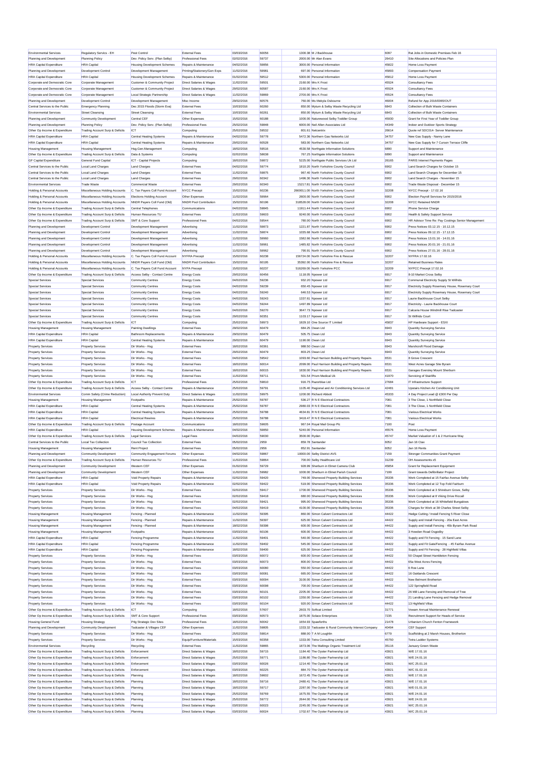| Environmental Services | Regulatory Servics - EH | Pest Control | External Fees | 03/03/2016 | 60056 | 1300.38 | M J Backhouse | 6097 | Rat Jobs in Domestic Premises Feb 16 |
|---|---|---|---|---|---|---|---|---|---|
| Planning and Development | Planning Policy | Dev. Policy Serv. (Plan Selby) | Professional Fees | 02/02/2016 | 59737 | 2000.00 | Mr Alan Evans | 26410 | Site Allocations and Policies Plan |
| HRA Capital Expenditure | HRA Capital | Housing Development Schemes | Repairs & Maintenance | 04/02/2016 | 59856 | 3000.00 | Personal Information | 45822 | Home Loss Payment |
| Planning and Development | Development Control | Development Management | Printing/Stationery/Gen Exps | 11/02/2016 | 59981 | 697.00 | Personal Information | 45893 | Compensation Payment |
| HRA Capital Expenditure | HRA Capital | Housing Development Schemes | Repairs & Maintenance | 01/02/2016 | 59512 | 5300.00 | Personal Information | 45812 | Home Loss Payment |
| Corporate and Democratic Core | Corporate Management | Customer & Community Project | Direct Salaries & Wages | 11/02/2016 | 59501 | 2160.00 | Mrs K Frost | 45524 | Consultancy Fees |
| Corporate and Democratic Core | Corporate Management | Customer & Community Project | Direct Salaries & Wages | 29/02/2016 | 60587 | 2160.00 | Mrs K Frost | 45524 | Consultancy Fees |
| Corporate and Democratic Core | Corporate Management | Local Strategic Partnership | Direct Salaries & Wages | 11/02/2016 | 59869 | 2700.00 | Mrs K Frost | 45524 | Consultancy Fees |
| Planning and Development | Development Control | Development Management | Misc Income | 29/02/2016 | 60576 | 760.00 | Ms Mekyla Osbourne | 46004 | Refund for App 2016/0065/OUT |
| Central Services to the Public | Emergency Planning | Dec 2015 Floods (Storm Eva) | External Fees | 10/03/2016 | 60260 | 850.00 | Mytum & Selby Waste Recycling Ltd | 6843 | Collection of Bulk Waste Containers |
| Environmental Services | Street Cleansing | Street Cleansing | External Fees | 10/03/2016 | 60261 | 850.00 | Mytum & Selby Waste Recycling Ltd | 6843 | Collection of Bulk Waste Containers |
| Planning and Development | Community Development | Central CEF | Other Expenses | 15/02/2016 | 60188 | 1000.00 | Naturewood Selby Toddler Group | 45930 | Grant for First Year of Toddler Group |
| Planning and Development | Planning Policy | Dev. Policy Serv. (Plan Selby) | Professional Fees | 25/02/2016 | 59848 | 6000.00 | Neil Allen Associates Ltd | 44349 | Indoor and Outdoor Sports Strategy |
| Other Op Income & Expenditure | Trading Account Surp & Deficits | ICT | Computing | 25/02/2016 | 59532 | 801.61 | Netcentrix | 26614 | Quote ref SDC014- Server Maintenance |
| HRA Capital Expenditure | HRA Capital | Central Heating Systems | Repairs & Maintenance | 04/02/2016 | 59778 | 5472.36 | Northern Gas Networks Ltd | 34757 | New Gas Supply - Nanny Lane |
| HRA Capital Expenditure | HRA Capital | Central Heating Systems | Repairs & Maintenance | 29/02/2016 | 60528 | 583.00 | Northern Gas Networks Ltd | 34757 | New Gas Supply for 7 Curson Terrace Cliffe |
| Housing Management | Housing Management | Hsg.Gen.Management | Computing | 18/02/2016 | 59516 | 4530.58 | Northgate Information Solutions | 6890 | Support and Maintenance |
| Other Op Income & Expenditure | Trading Account Surp & Deficits | Data & Systems | Computing | 02/02/2016 | 58638 | 767.25 | Northgate Information Solutions | 6890 | Support and Maintenance |
| GF Capital Expenditure | General Fund Capital | ICT - Capital Projects | Computing | 18/02/2016 | 59872 | 5225.00 | Northgate Public Services Uk Ltd | 26165 | PARIS Internet Payments Pages |
| Central Services to the Public | Local Land Charges | Land Charges | External Fees | 04/02/2016 | 59774 | 1810.20 | North Yorkshire County Council | 6902 | Land Search Charges for October 15 |
| Central Services to the Public | Local Land Charges | Land Charges | External Fees | 11/02/2016 | 59875 | 967.40 | North Yorkshire County Council | 6902 | Land Search Charges for December 15 |
| Central Services to the Public | Local Land Charges | Land Charges | External Fees | 29/02/2016 | 60342 | 1496.30 | North Yorkshire County Council | 6902 | Land Search Charges - November 15 |
| Environmental Services | Trade Waste | Commercial Waste | External Fees | 29/02/2016 | 60340 | 15217.81 | North Yorkshire County Council | 6902 | Trade Waste Disposal - December 15 |
| Holding & Personal Accounts | Miscellaneous Holding Accounts | C. Tax Payers Coll Fund Account | NYCC Precept | 15/02/2016 | 60236 | 2669011.00 | North Yorkshire County Council | 32208 | NYCC Precept - 17.02.16 |
| Holding & Personal Accounts | Miscellaneous Holding Accounts | Elections Holding Account | Other Expenses | 11/02/2016 | 59964 | 2600.00 | North Yorkshire County Council | 6902 | Election Payroll Services for 2015/2016 |
| Holding & Personal Accounts | Miscellaneous Holding Accounts | NNDR Payers Coll Fund (Old) | NNDR Pool Contribution | 15/02/2016 | 60196 | 318528.00 | North Yorkshire County Council | 32208 | NYCC Retained NNDR |
| Other Op Income & Expenditure | Trading Account Surp & Deficits | Central Telephones | Communications | 04/02/2016 | 59845 | 11911.44 | North Yorkshire County Council | 6902 | Phone Service Charge |
| Other Op Income & Expenditure | Trading Account Surp & Deficits | Human Resources TU | External Fees | 11/02/2016 | 59603 | 9240.00 | North Yorkshire County Council | 6902 | Health & Safety Support Service |
| Other Op Income & Expenditure | Trading Account Surp & Deficits | SMT & Core Support | Professional Fees | 04/02/2016 | 59544 | 780.00 | North Yorkshire County Council | 6902 | HR Advisor Time Re: Pay Costings Senior Management |
| Planning and Development | Development Control | Development Management | Advertising | 11/02/2016 | 59873 | 1221.87 | North Yorkshire County Council | 6902 | Press Notices 03.12.15 - 10.12.15 |
| Planning and Development | Development Control | Development Management | Advertising | 11/02/2016 | 59874 | 1035.68 | North Yorkshire County Council | 6902 | Press Notices 09.12.15 - 17.12.15 |
| Planning and Development | Development Control | Development Management | Advertising | 11/02/2016 | 59960 | 1582.66 | North Yorkshire County Council | 6902 | Press Notices 13.01.16 - 14.01.16 |
| Planning and Development | Development Control | Development Management | Advertising | 11/02/2016 | 59961 | 1485.82 | North Yorkshire County Council | 6902 | Press Notices 20.01.16 - 21.01.16 |
| Planning and Development | Development Control | Development Management | Advertising | 11/02/2016 | 59962 | 790.91 | North Yorkshire County Council | 6902 | Press Notices 27.01.16 - 28.01.16 |
| Holding & Personal Accounts | Miscellaneous Holding Accounts | C. Tax Payers Coll Fund Account | NYFRA Precept | 15/02/2016 | 60238 | 156724.00 | North Yorkshire Fire & Rescue | 32207 | NYFRA 17.02.16 |
| Holding & Personal Accounts | Miscellaneous Holding Accounts | NNDR Payers Coll Fund (Old) | NNDR Pool Contribution | 15/02/2016 | 60195 | 35392.00 | North Yorkshire Fire & Rescue | 32207 | Retained Business Rates |
| Holding & Personal Accounts | Miscellaneous Holding Accounts | C. Tax Payers Coll Fund Account | NYPA Precept | 15/02/2016 | 60237 | 516269.00 | North Yorkshire PCC | 32209 | NYPCC Precept 17.02.16 |
| Other Op Income & Expenditure | Trading Account Surp & Deficits | Access Selby - Contact Centre | Energy Costs | 29/02/2016 | 60456 | 1118.05 | Npower Ltd | 6917 | 8-10 Market Cross Selby |
| Special Services | Special Services | Community Centres | Energy Costs | 04/02/2016 | 59236 | 932.20 | Npower Ltd | 6917 | Communal Electricity Supply St Wilfrids |
| Special Services | Special Services | Community Centres | Energy Costs | 04/02/2016 | 59239 | 650.45 | Npower Ltd | 6917 | Electricity Supply Rosemary House, Rosemary Court |
| Special Services | Special Services | Community Centres | Energy Costs | 04/02/2016 | 59240 | 646.53 | Npower Ltd | 6917 | Electricity Supply Rosemary House, Rosemary Court |
| Special Services | Special Services | Community Centres | Energy Costs | 04/02/2016 | 59243 | 1337.61 | Npower Ltd | 6917 | Laurie Backhouse Court Selby |
| Special Services | Special Services | Community Centres | Energy Costs | 04/02/2016 | 59244 | 1497.89 | Npower Ltd | 6917 | Electricity - Laurie Backhouse Court |
| Special Services | Special Services | Community Centres | Energy Costs | 04/02/2016 | 59270 | 3647.73 | Npower Ltd | 6917 | Calcaria House Windmill Rise Tadcaster |
| Special Services | Special Services | Community Centres | Energy Costs | 29/02/2016 | 60351 | 1103.17 | Npower Ltd | 6917 | St Wilfrids Court |
| Other Op Income & Expenditure | Trading Account Surp & Deficits | ICT | Computing | 25/02/2016 | 59973 | 1829.10 | One Source IT Limited | 45837 | HP Hardware Support - ESXI |
| Housing Management | Housing Management | Painting Dwellings | External Fees | 29/02/2016 | 60479 | 684.25 | Owan Ltd | 6943 | Quantity Surveying Service |
| HRA Capital Expenditure | HRA Capital | Bathroom Replacements | Repairs & Maintenance | 29/02/2016 | 60479 | 505.75 | Owan Ltd | 6943 | Quantity Surveying Service |
| HRA Capital Expenditure | HRA Capital | Central Heating Systems | Repairs & Maintenance | 29/02/2016 | 60479 | 1190.00 | Owan Ltd | 6943 | Quantity Surveying Service |
| Property Services | Property Services | Dir Works - Hsg | External Fees | 18/02/2016 | 60361 | 988.50 | Owan Ltd | 6943 | Marshcroft Flood Damage |
| Property Services | Property Services | Dir Works - Hsg | External Fees | 29/02/2016 | 60479 | 803.25 | Owan Ltd | 6943 | Quantity Surveying Service |
| Property Services | Property Services | Dir Works - Hsg | External Fees | 04/02/2016 | 59542 | 1093.60 | Paul Harrison Building and Property Repairs | 6531 | 8 Grove Crescent |
| Property Services | Property Services | Dir Works - Hsg | External Fees | 18/02/2016 | 60014 | 2099.00 | Paul Harrison Building and Property Repairs | 6531 | West Acres Garage Site Byram |
| Property Services | Property Services | Dir Works - Hsg | External Fees | 18/02/2016 | 60015 | 1830.00 | Paul Harrison Building and Property Repairs | 6531 | Garages Eversley Mount Sherburn |
| Property Services | Property Services | Dir Works - Hsg | External Fees | 11/02/2016 | 59711 | 501.54 | Prism Medical Uk | 41970 | Servicing of Stairlifts |
| Other Op Income & Expenditure | Trading Account Surp & Deficits | ICT | Professional Fees | 25/02/2016 | 59810 | 916.75 | Razorblue Ltd | 27684 | IT Infrastructure Support |
| Other Op Income & Expenditure | Trading Account Surp & Deficits | Access Selby - Contact Centre | Repairs & Maintenance | 25/02/2016 | 59791 | 1105.40 | Regional and Air Conditioning Services Ltd | 42481 | Upstairs Kitchen Air Conditioning Unit |
| Environmental Services | Comm Safety (Crime Reduction) | Local Authority Prevent Duty | Direct Salaries & Wages | 11/02/2016 | 59975 | 1200.00 | Richard Abbott | 45333 | 4 Day Project Lead @ £300 Per Day |
| Housing Management | Housing Management | Footpaths | Repairs & Maintenance | 25/02/2016 | 59787 | 536.27 | R N E Electrical Contractors | 7081 | 3 The Close, 1 Northfield Close |
| HRA Capital Expenditure | HRA Capital | Central Heating Systems | Repairs & Maintenance | 25/02/2016 | 59787 | 2986.03 | R N E Electrical Contractors | 7081 | 3 The Close, 1 Northfield Close |
| HRA Capital Expenditure | HRA Capital | Central Heating Systems | Repairs & Maintenance | 25/02/2016 | 59788 | 4634.81 | R N E Electrical Contractors | 7081 | Various Electrical Works |
| HRA Capital Expenditure | HRA Capital | Electrical Rewires | Repairs & Maintenance | 25/02/2016 | 59788 | 3418.47 | R N E Electrical Contractors | 7081 | Various Electrical Works |
| Other Op Income & Expenditure | Trading Account Surp & Deficits | Postage Account | Communications | 18/02/2016 | 59605 | 967.04 | Royal Mail Group Plc | 7100 | Post |
| HRA Capital Expenditure | HRA Capital | Housing Development Schemes | Repairs & Maintenance | 04/02/2016 | 59850 | 5240.00 | Personal Information | 45576 | Home Loss Payment |
| Other Op Income & Expenditure | Trading Account Surp & Deficits | Legal Services | Legal Fees | 04/02/2016 | 59030 | 3500.00 | Ryden | 45747 | Market Valuation of 1 & 2 Hurricane Way |
| Central Services to the Public | Local Tax Collection | Council Tax Collection | External Fees | 05/02/2016 | 2959 | 859.78 | Santander | 6052 | Jan 16 Ctax |
| Housing Management | Housing Management | Rent Project | External Fees | 05/02/2016 | 2956 | 852.91 | Santander | 6052 | Jan 16 Rents |
| Planning and Development | Community Development | Community Engagement Forums | Other Expenses | 04/02/2016 | 59867 | 10000.00 | Selby District AVS | 7159 | Stronger Communities Grant Payment |
| Other Op Income & Expenditure | Trading Account Surp & Deficits | Human Resources TU | Professional Fees | 11/02/2016 | 59864 | 700.00 | Selby Healthcare Ltd | 31239 | OH Assessments x5 |
| Planning and Development | Community Development | Western CEF | Other Expenses | 01/02/2016 | 59729 | 928.99 | Sherburn in Elmet Camera Club | 45854 | Grant for Replacement Equipment |
| Planning and Development | Community Development | Western CEF | Other Expenses | 11/02/2016 | 59982 | 1000.00 | Sherburn in Elmet Parish Council | 7199 | Grant towards Defibrillator Project |
| HRA Capital Expenditure | HRA Capital | Void Property Repairs | Repairs & Maintenance | 02/02/2016 | 59420 | 749.00 | Sherwood Property Building Services | 35336 | Work Completed at 15 Fairfax Avenue Selby |
| HRA Capital Expenditure | HRA Capital | Void Property Repairs | Repairs & Maintenance | 02/02/2016 | 59422 | 519.00 | Sherwood Property Building Services | 35336 | Work Completed at 12 Top Fold Fairburn |
| Property Services | Property Services | Dir Works - Hsg | External Fees | 02/02/2016 | 59417 | 1700.00 | Sherwood Property Building Services | 35336 | Work Completed at 3 Shireburn Grove, Selby |
| Property Services | Property Services | Dir Works - Hsg | External Fees | 02/02/2016 | 59418 | 680.00 | Sherwood Property Building Services | 35336 | Work Completed at 8 Viking Drive Riccall |
| Property Services | Property Services | Dir Works - Hsg | External Fees | 02/02/2016 | 59421 | 995.00 | Sherwood Property Building Services | 35336 | Work Completed at 16 Whitefield Bungalows |
| Property Services | Property Services | Dir Works - Hsg | External Fees | 04/02/2016 | 59419 | 4100.00 | Sherwood Property Building Services | 35336 | Charges for Work at 38 Charles Street Selby |
| Housing Management | Housing Management | Fencing - Planned | Repairs & Maintenance | 11/02/2016 | 59395 | 860.00 | Simon Calvert Contractors Ltd | 44422 | Hedge Cutting / Install Fencing 5 River Close |
| Housing Management | Housing Management | Fencing - Planned | Repairs & Maintenance | 11/02/2016 | 59397 | 625.00 | Simon Calvert Contractors Ltd | 44422 | Supply and Install Fencing - 20a East Acres |
| Housing Management | Housing Management | Fencing - Planned | Repairs & Maintenance | 18/02/2016 | 59398 | 600.00 | Simon Calvert Contractors Ltd | 44422 | Supply and Install Fencing - 45b Byram Park Road |
| Housing Management | Housing Management | Footpaths | Repairs & Maintenance | 03/03/2016 | 60106 | 600.00 | Simon Calvert Contractors Ltd | 44422 | 3 Howden Road Osgodby |
| HRA Capital Expenditure | HRA Capital | Fencing Programme | Repairs & Maintenance | 11/02/2016 | 59401 | 540.00 | Simon Calvert Contractors Ltd | 44422 | Supply and Fit Fencing - 15 Sand Lane |
| HRA Capital Expenditure | HRA Capital | Fencing Programme | Repairs & Maintenance | 11/02/2016 | 59402 | 545.00 | Simon Calvert Contractors Ltd | 44422 | Supply and Fit Gate/Fencing - 45 Fairfax Avenue |
| HRA Capital Expenditure | HRA Capital | Fencing Programme | Repairs & Maintenance | 18/02/2016 | 59400 | 625.00 | Simon Calvert Contractors Ltd | 44422 | Supply and Fit Fencing - 28 Highfield Villas |
| Property Services | Property Services | Dir Works - Hsg | External Fees | 03/03/2016 | 60072 | 600.00 | Simon Calvert Contractors Ltd | 44422 | 50 Chapel Street Hambleton Fencing |
| Property Services | Property Services | Dir Works - Hsg | External Fees | 03/03/2016 | 60073 | 800.00 | Simon Calvert Contractors Ltd | 44422 | 65a West Acres Fencing |
| Property Services | Property Services | Dir Works - Hsg | External Fees | 03/03/2016 | 60080 | 550.00 | Simon Calvert Contractors Ltd | 44422 | 6 Roe Lane |
| Property Services | Property Services | Dir Works - Hsg | External Fees | 03/03/2016 | 60081 | 665.00 | Simon Calvert Contractors Ltd | 44422 | 16 Oaklands Crescent |
| Property Services | Property Services | Dir Works - Hsg | External Fees | 03/03/2016 | 60094 | 3100.00 | Simon Calvert Contractors Ltd | 44422 | New Belmont Brotherton |
| Property Services | Property Services | Dir Works - Hsg | External Fees | 03/03/2016 | 60098 | 700.00 | Simon Calvert Contractors Ltd | 44422 | 122 Springfield Road |
| Property Services | Property Services | Dir Works - Hsg | External Fees | 03/03/2016 | 60101 | 2205.00 | Simon Calvert Contractors Ltd | 44422 | 26 Mill Lane Fencing and Removal of Tree |
| Property Services | Property Services | Dir Works - Hsg | External Fees | 03/03/2016 | 60102 | 1350.00 | Simon Calvert Contractors Ltd | 44422 | 21 Landing Lane Fencing and Hedge Removal |
| Property Services | Property Services | Dir Works - Hsg | External Fees | 03/03/2016 | 60104 | 920.00 | Simon Calvert Contractors Ltd | 44422 | 13 Highfield Villas |
| Other Op Income & Expenditure | Trading Account Surp & Deficits | ICT | Computing | 18/02/2016 | 57607 | 2603.70 | Softcat Limited | 31771 | Veeam Annual Maintenance Renewal |
| Other Op Income & Expenditure | Trading Account Surp & Deficits | SMT & Core Support | Professional Fees | 03/03/2016 | 60573 | 1875.00 | Solace Enterprises | 7235 | Recruitment Support for Heads of Service |
| Housing General Fund | Housing Strategy | P4g Strategic Dev Sites | Professional Fees | 18/02/2016 | 60042 | 1654.93 | Spawforths | 21478 | Urbanism Church Fenton Framework |
| Planning and Development | Community Development | Tadcaster & Villages CEF | Other Expenses | 11/02/2016 | 59805 | 1333.32 | Tadcaster & Rural Community Interest Company | 40494 | CEF Support |
| Property Services | Property Services | Dir Works - Hsg | External Fees | 25/02/2016 | 59814 | 888.00 | T A M Loughlin | 6779 | Scaffolding at 2 Marsh Houses, Brotherton |
| Property Services | Property Services | Dir Works - Hsg | Equip/Furniture/Materials | 15/03/2016 | 60358 | 1333.00 | Tetra Consulting Limited | 45750 | Tetra Ladder Systems |
| Environmental Services | Recycling | Recycling | External Fees | 11/02/2016 | 59865 | 1873.06 | The Maltings Organic Treatment Ltd | 35116 | January Green Waste |
| Other Op Income & Expenditure | Trading Account Surp & Deficits | Enforcement | Direct Salaries & Wages | 18/02/2016 | 59715 | 1184.40 | The Oyster Partnership Ltd | 43921 | W/E 17.01.16 |
| Other Op Income & Expenditure | Trading Account Surp & Deficits | Enforcement | Direct Salaries & Wages | 25/02/2016 | 59771 | 1186.80 | The Oyster Partnership Ltd | 43921 | W/E 24.01.16 |
| Other Op Income & Expenditure | Trading Account Surp & Deficits | Enforcement | Direct Salaries & Wages | 03/03/2016 | 60026 | 1214.40 | The Oyster Partnership Ltd | 43921 | W/C 25.01.16 |
| Other Op Income & Expenditure | Trading Account Surp & Deficits | Enforcement | Direct Salaries & Wages | 03/03/2016 | 60225 | 884.70 | The Oyster Partnership Ltd | 43921 | W/C 01.02.16 |
| Other Op Income & Expenditure | Trading Account Surp & Deficits | Planning | Direct Salaries & Wages | 18/02/2016 | 59602 | 1672.45 | The Oyster Partnership Ltd | 43921 | W/E 17.01.16 |
| Other Op Income & Expenditure | Trading Account Surp & Deficits | Planning | Direct Salaries & Wages | 18/02/2016 | 59716 | 2480.41 | The Oyster Partnership Ltd | 43921 | W/E 17.01.16 |
| Other Op Income & Expenditure | Trading Account Surp & Deficits | Planning | Direct Salaries & Wages | 18/02/2016 | 59717 | 2287.00 | The Oyster Partnership Ltd | 43921 | W/E 01.01.16 |
| Other Op Income & Expenditure | Trading Account Surp & Deficits | Planning | Direct Salaries & Wages | 25/02/2016 | 59769 | 1675.55 | The Oyster Partnership Ltd | 43921 | W/E 24.01.16 |
| Other Op Income & Expenditure | Trading Account Surp & Deficits | Planning | Direct Salaries & Wages | 25/02/2016 | 59772 | 2644.00 | The Oyster Partnership Ltd | 43921 | W/E 24.01.16 |
| Other Op Income & Expenditure | Trading Account Surp & Deficits | Planning | Direct Salaries & Wages | 03/03/2016 | 60023 | 2245.00 | The Oyster Partnership Ltd | 43921 | W/C 25.01.16 |
| Other Op Income & Expenditure | Trading Account Surp & Deficits | Planning | Direct Salaries & Wages | 03/03/2016 | 60024 | 1702.67 | The Oyster Partnership Ltd | 43921 | W/C 25.01.16 |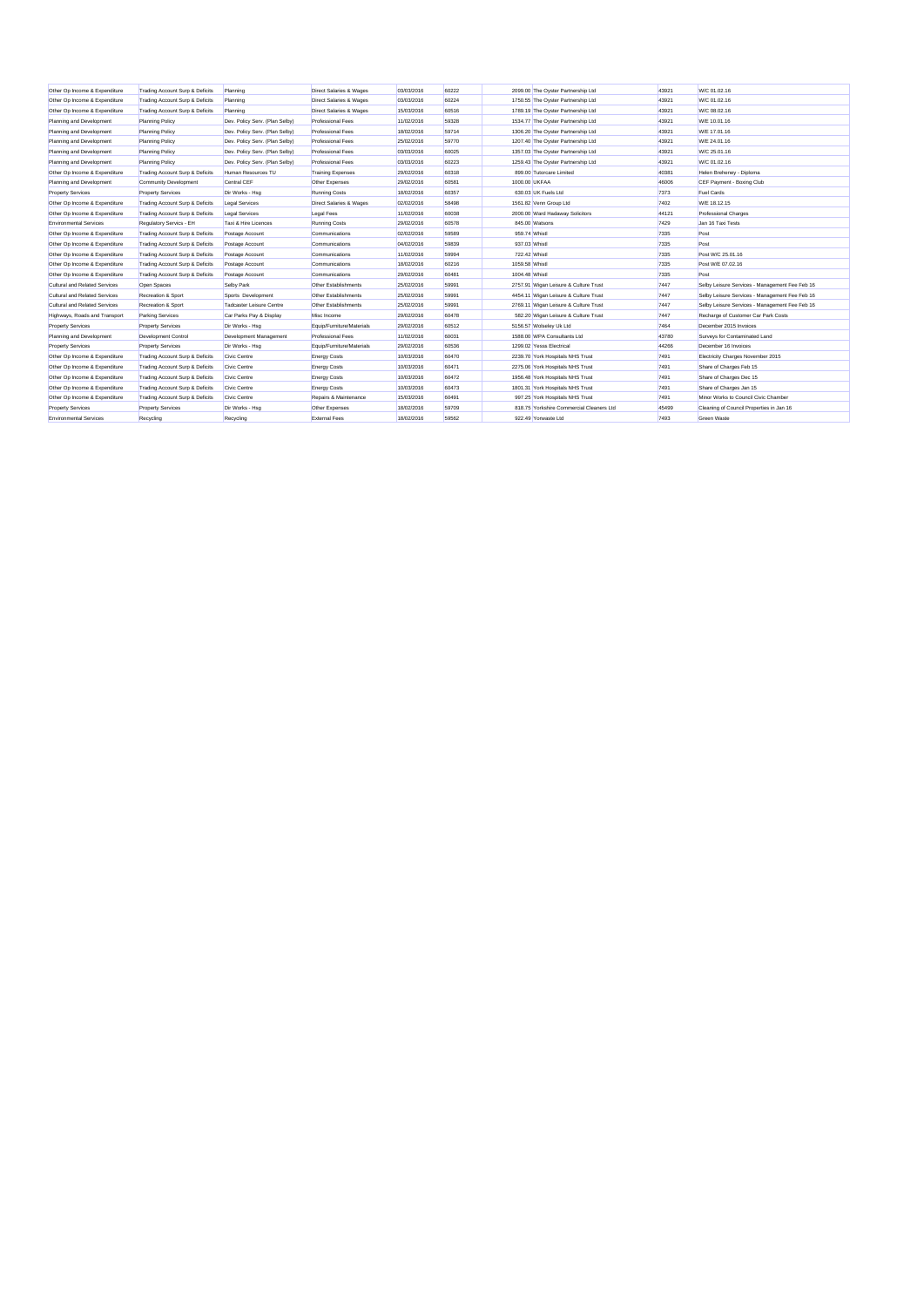| | | | | | | | | | |
|---|---|---|---|---|---|---|---|---|---|
| Other Op Income & Expenditure | Trading Account Surp & Deficits | Planning | Direct Salaries & Wages | 03/03/2016 | 60222 | 2099.00 | The Oyster Partnership Ltd | 43921 | W/C 01.02.16 |
| Other Op Income & Expenditure | Trading Account Surp & Deficits | Planning | Direct Salaries & Wages | 03/03/2016 | 60224 | 1750.55 | The Oyster Partnership Ltd | 43921 | W/C 01.02.16 |
| Other Op Income & Expenditure | Trading Account Surp & Deficits | Planning | Direct Salaries & Wages | 15/03/2016 | 60516 | 1789.19 | The Oyster Partnership Ltd | 43921 | W/C 08.02.16 |
| Planning and Development | Planning Policy | Dev. Policy Serv. (Plan Selby) | Professional Fees | 11/02/2016 | 59328 | 1534.77 | The Oyster Partnership Ltd | 43921 | W/E 10.01.16 |
| Planning and Development | Planning Policy | Dev. Policy Serv. (Plan Selby) | Professional Fees | 18/02/2016 | 59714 | 1306.20 | The Oyster Partnership Ltd | 43921 | W/E 17.01.16 |
| Planning and Development | Planning Policy | Dev. Policy Serv. (Plan Selby) | Professional Fees | 25/02/2016 | 59770 | 1207.40 | The Oyster Partnership Ltd | 43921 | W/E 24.01.16 |
| Planning and Development | Planning Policy | Dev. Policy Serv. (Plan Selby) | Professional Fees | 03/03/2016 | 60025 | 1357.03 | The Oyster Partnership Ltd | 43921 | W/C 25.01.16 |
| Planning and Development | Planning Policy | Dev. Policy Serv. (Plan Selby) | Professional Fees | 03/03/2016 | 60223 | 1259.43 | The Oyster Partnership Ltd | 43921 | W/C 01.02.16 |
| Other Op Income & Expenditure | Trading Account Surp & Deficits | Human Resources TU | Training Expenses | 29/02/2016 | 60318 | 899.00 | Tutorcare Limited | 40381 | Helen Breheney - Diploma |
| Planning and Development | Community Development | Central CEF | Other Expenses | 29/02/2016 | 60581 | 1000.00 | UKFAA | 46906 | CEF Payment - Boxing Club |
| Property Services | Property Services | Dir Works - Hsg | Running Costs | 18/02/2016 | 60357 | 630.03 | UK Fuels Ltd | 7373 | Fuel Cards |
| Other Op Income & Expenditure | Trading Account Surp & Deficits | Legal Services | Direct Salaries & Wages | 02/02/2016 | 58498 | 1561.82 | Venn Group Ltd | 7402 | W/E 18.12.15 |
| Other Op Income & Expenditure | Trading Account Surp & Deficits | Legal Services | Legal Fees | 11/02/2016 | 60038 | 2000.00 | Ward Hadaway Solicitors | 44121 | Professional Charges |
| Environmental Services | Regulatory Servics - EH | Taxi & Hire Licences | Running Costs | 29/02/2016 | 60578 | 845.00 | Watsons | 7429 | Jan 16 Taxi Tests |
| Other Op Income & Expenditure | Trading Account Surp & Deficits | Postage Account | Communications | 02/02/2016 | 59589 | 959.74 | Whistl | 7335 | Post |
| Other Op Income & Expenditure | Trading Account Surp & Deficits | Postage Account | Communications | 04/02/2016 | 59839 | 937.03 | Whistl | 7335 | Post |
| Other Op Income & Expenditure | Trading Account Surp & Deficits | Postage Account | Communications | 11/02/2016 | 59994 | 722.42 | Whistl | 7335 | Post W/C 25.01.16 |
| Other Op Income & Expenditure | Trading Account Surp & Deficits | Postage Account | Communications | 18/02/2016 | 60216 | 1059.58 | Whistl | 7335 | Post W/E 07.02.16 |
| Other Op Income & Expenditure | Trading Account Surp & Deficits | Postage Account | Communications | 29/02/2016 | 60481 | 1004.48 | Whistl | 7335 | Post |
| Cultural and Related Services | Open Spaces | Selby Park | Other Establishments | 25/02/2016 | 59991 | 2757.91 | Wigan Leisure & Culture Trust | 7447 | Selby Leisure Services - Management Fee Feb 16 |
| Cultural and Related Services | Recreation & Sport | Sports Development | Other Establishments | 25/02/2016 | 59991 | 4454.11 | Wigan Leisure & Culture Trust | 7447 | Selby Leisure Services - Management Fee Feb 16 |
| Cultural and Related Services | Recreation & Sport | Tadcaster Leisure Centre | Other Establishments | 25/02/2016 | 59991 | 2769.11 | Wigan Leisure & Culture Trust | 7447 | Selby Leisure Services - Management Fee Feb 16 |
| Highways, Roads and Transport | Parking Services | Car Parks Pay & Display | Misc Income | 29/02/2016 | 60478 | 582.20 | Wigan Leisure & Culture Trust | 7447 | Recharge of Customer Car Park Costs |
| Property Services | Property Services | Dir Works - Hsg | Equip/Furniture/Materials | 29/02/2016 | 60512 | 5156.57 | Wolseley Uk Ltd | 7464 | December 2015 Invoices |
| Planning and Development | Development Control | Development Management | Professional Fees | 11/02/2016 | 60031 | 1588.00 | WPA Consultants Ltd | 43780 | Surveys for Contaminated Land |
| Property Services | Property Services | Dir Works - Hsg | Equip/Furniture/Materials | 29/02/2016 | 60536 | 1299.02 | Yesss Electrical | 44266 | December 16 Invoices |
| Other Op Income & Expenditure | Trading Account Surp & Deficits | Civic Centre | Energy Costs | 10/03/2016 | 60470 | 2239.70 | York Hospitals NHS Trust | 7491 | Electricity Charges November 2015 |
| Other Op Income & Expenditure | Trading Account Surp & Deficits | Civic Centre | Energy Costs | 10/03/2016 | 60471 | 2275.06 | York Hospitals NHS Trust | 7491 | Share of Charges Feb 15 |
| Other Op Income & Expenditure | Trading Account Surp & Deficits | Civic Centre | Energy Costs | 10/03/2016 | 60472 | 1956.48 | York Hospitals NHS Trust | 7491 | Share of Charges Dec 15 |
| Other Op Income & Expenditure | Trading Account Surp & Deficits | Civic Centre | Energy Costs | 10/03/2016 | 60473 | 1801.31 | York Hospitals NHS Trust | 7491 | Share of Charges Jan 15 |
| Other Op Income & Expenditure | Trading Account Surp & Deficits | Civic Centre | Repairs & Maintenance | 15/03/2016 | 60491 | 997.25 | York Hospitals NHS Trust | 7491 | Minor Works to Council Civic Chamber |
| Property Services | Property Services | Dir Works - Hsg | Other Expenses | 18/02/2016 | 59709 | 818.75 | Yorkshire Commercial Cleaners Ltd | 45499 | Cleaning of Council Properties in Jan 16 |
| Environmental Services | Recycling | Recycling | External Fees | 18/02/2016 | 59562 | 922.49 | Yorwaste Ltd | 7493 | Green Waste |